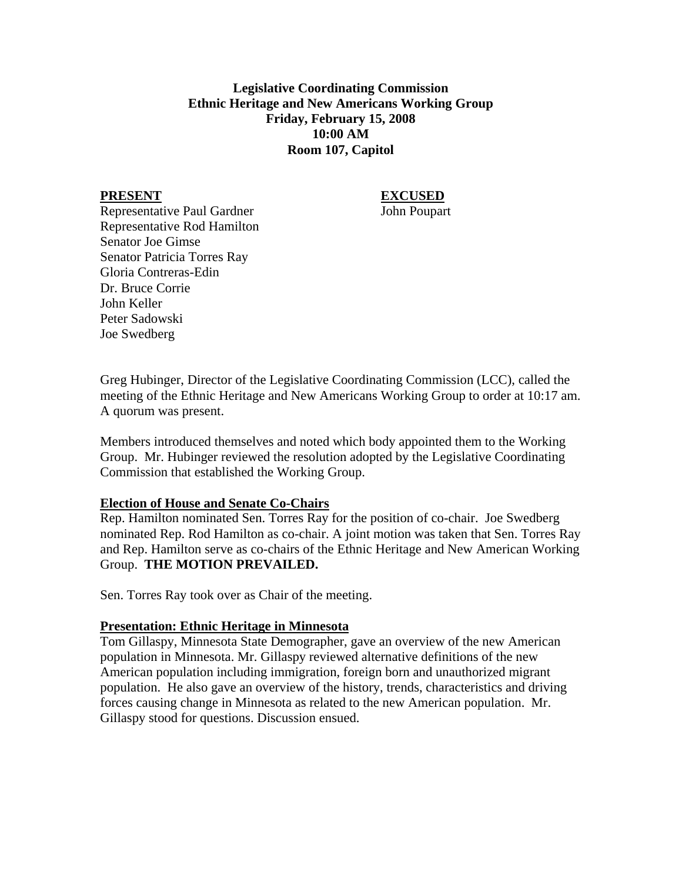**Legislative Coordinating Commission**
**Ethnic Heritage and New Americans Working Group**
**Friday, February 15, 2008**
**10:00 AM**
**Room 107, Capitol**

**PRESENT**

Representative Paul Gardner
Representative Rod Hamilton
Senator Joe Gimse
Senator Patricia Torres Ray
Gloria Contreras-Edin
Dr. Bruce Corrie
John Keller
Peter Sadowski
Joe Swedberg

**EXCUSED**

John Poupart

Greg Hubinger, Director of the Legislative Coordinating Commission (LCC), called the meeting of the Ethnic Heritage and New Americans Working Group to order at 10:17 am. A quorum was present.

Members introduced themselves and noted which body appointed them to the Working Group. Mr. Hubinger reviewed the resolution adopted by the Legislative Coordinating Commission that established the Working Group.

**Election of House and Senate Co-Chairs**

Rep. Hamilton nominated Sen. Torres Ray for the position of co-chair. Joe Swedberg nominated Rep. Rod Hamilton as co-chair. A joint motion was taken that Sen. Torres Ray and Rep. Hamilton serve as co-chairs of the Ethnic Heritage and New American Working Group. **THE MOTION PREVAILED.**

Sen. Torres Ray took over as Chair of the meeting.

**Presentation: Ethnic Heritage in Minnesota**

Tom Gillaspy, Minnesota State Demographer, gave an overview of the new American population in Minnesota. Mr. Gillaspy reviewed alternative definitions of the new American population including immigration, foreign born and unauthorized migrant population. He also gave an overview of the history, trends, characteristics and driving forces causing change in Minnesota as related to the new American population. Mr. Gillaspy stood for questions. Discussion ensued.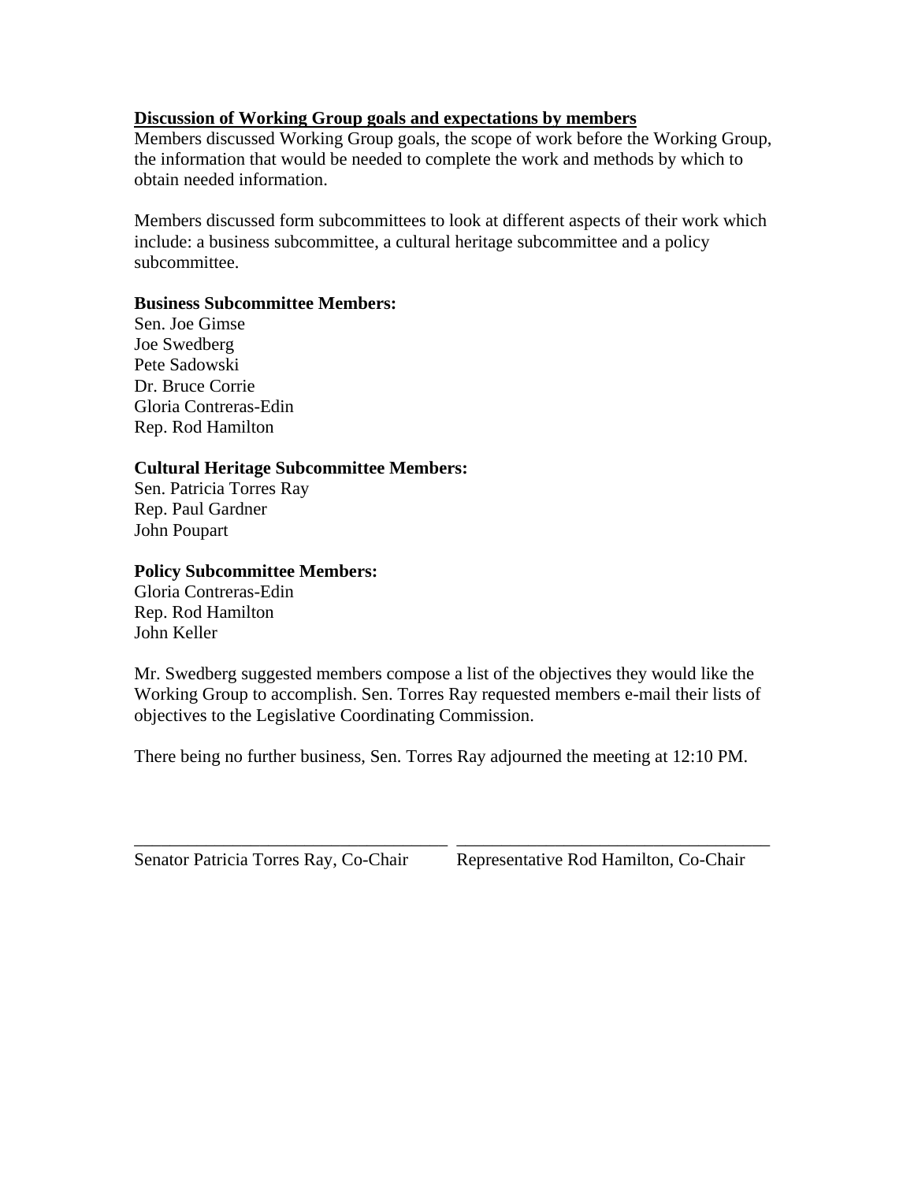**<u>Discussion of Working Group goals and expectations by members</u>**

Members discussed Working Group goals, the scope of work before the Working Group, the information that would be needed to complete the work and methods by which to obtain needed information.

Members discussed form subcommittees to look at different aspects of their work which include: a business subcommittee, a cultural heritage subcommittee and a policy subcommittee.

**Business Subcommittee Members:**

Sen. Joe Gimse
Joe Swedberg
Pete Sadowski
Dr. Bruce Corrie
Gloria Contreras-Edin
Rep. Rod Hamilton

**Cultural Heritage Subcommittee Members:**

Sen. Patricia Torres Ray
Rep. Paul Gardner
John Poupart

**Policy Subcommittee Members:**

Gloria Contreras-Edin
Rep. Rod Hamilton
John Keller

Mr. Swedberg suggested members compose a list of the objectives they would like the Working Group to accomplish. Sen. Torres Ray requested members e-mail their lists of objectives to the Legislative Coordinating Commission.

There being no further business, Sen. Torres Ray adjourned the meeting at 12:10 PM.

\_\_\_\_\_\_\_\_\_\_\_\_\_\_\_\_\_\_\_\_\_\_\_\_\_\_\_\_\_\_\_\_\_\_\_ \_\_\_\_\_\_\_\_\_\_\_\_\_\_\_\_\_\_\_\_\_\_\_\_\_\_\_\_\_\_\_\_\_\_\_

Senator Patricia Torres Ray, Co-Chair Representative Rod Hamilton, Co-Chair